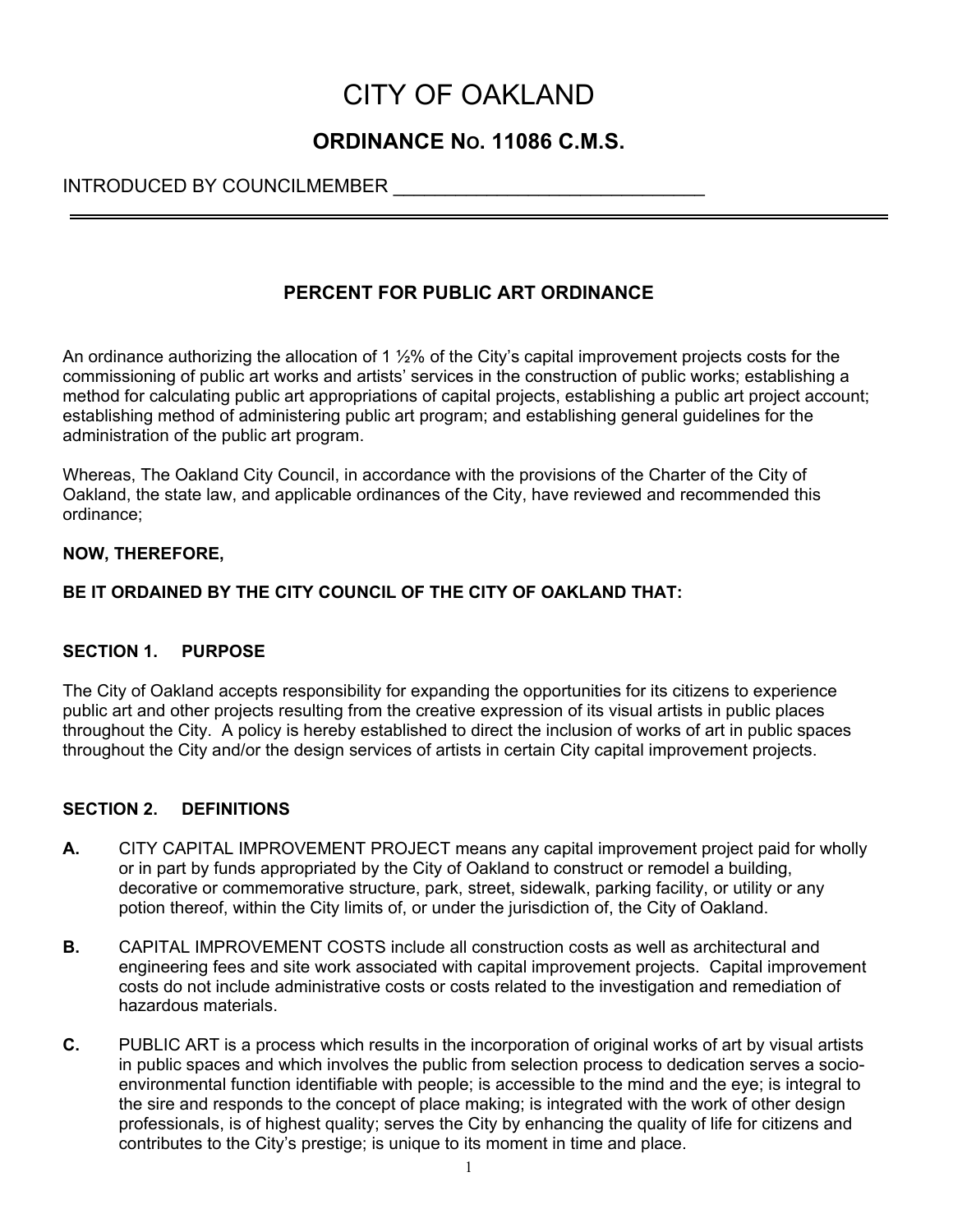# CITY OF OAKLAND

## ORDINANCE No. 11086 C.M.S.

INTRODUCED BY COUNCILMEMBER ______________________________

---

### PERCENT FOR PUBLIC ART ORDINANCE

An ordinance authorizing the allocation of 1 ½% of the City's capital improvement projects costs for the commissioning of public art works and artists' services in the construction of public works; establishing a method for calculating public art appropriations of capital projects, establishing a public art project account; establishing method of administering public art program; and establishing general guidelines for the administration of the public art program.

Whereas, The Oakland City Council, in accordance with the provisions of the Charter of the City of Oakland, the state law, and applicable ordinances of the City, have reviewed and recommended this ordinance;

**NOW, THEREFORE,**

**BE IT ORDAINED BY THE CITY COUNCIL OF THE CITY OF OAKLAND THAT:**

**SECTION 1. PURPOSE**

The City of Oakland accepts responsibility for expanding the opportunities for its citizens to experience public art and other projects resulting from the creative expression of its visual artists in public places throughout the City. A policy is hereby established to direct the inclusion of works of art in public spaces throughout the City and/or the design services of artists in certain City capital improvement projects.

**SECTION 2. DEFINITIONS**

**A.** CITY CAPITAL IMPROVEMENT PROJECT means any capital improvement project paid for wholly or in part by funds appropriated by the City of Oakland to construct or remodel a building, decorative or commemorative structure, park, street, sidewalk, parking facility, or utility or any potion thereof, within the City limits of, or under the jurisdiction of, the City of Oakland.

**B.** CAPITAL IMPROVEMENT COSTS include all construction costs as well as architectural and engineering fees and site work associated with capital improvement projects. Capital improvement costs do not include administrative costs or costs related to the investigation and remediation of hazardous materials.

**C.** PUBLIC ART is a process which results in the incorporation of original works of art by visual artists in public spaces and which involves the public from selection process to dedication serves a socio-environmental function identifiable with people; is accessible to the mind and the eye; is integral to the sire and responds to the concept of place making; is integrated with the work of other design professionals, is of highest quality; serves the City by enhancing the quality of life for citizens and contributes to the City's prestige; is unique to its moment in time and place.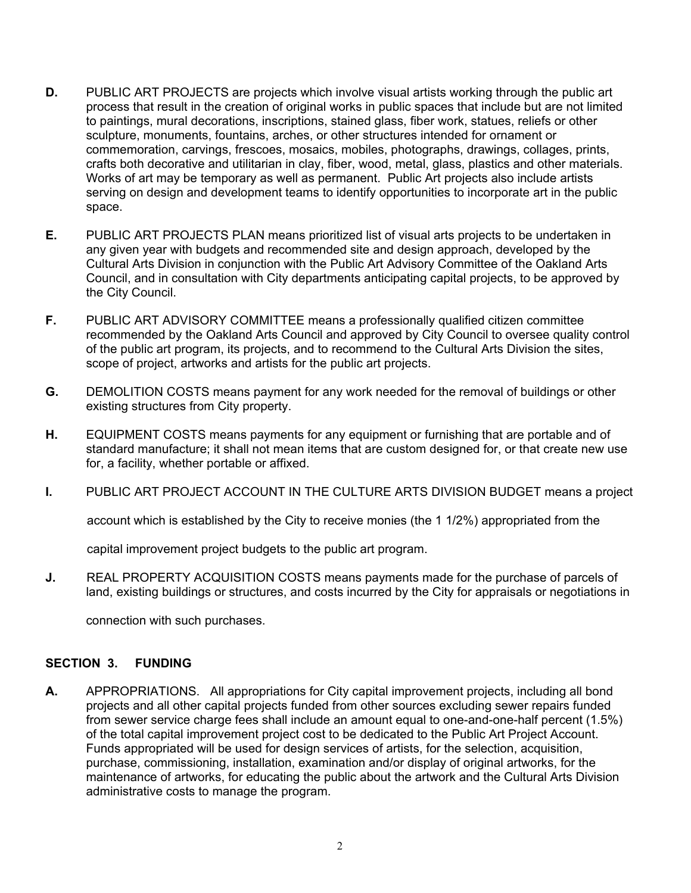**D.** PUBLIC ART PROJECTS are projects which involve visual artists working through the public art process that result in the creation of original works in public spaces that include but are not limited to paintings, mural decorations, inscriptions, stained glass, fiber work, statues, reliefs or other sculpture, monuments, fountains, arches, or other structures intended for ornament or commemoration, carvings, frescoes, mosaics, mobiles, photographs, drawings, collages, prints, crafts both decorative and utilitarian in clay, fiber, wood, metal, glass, plastics and other materials. Works of art may be temporary as well as permanent. Public Art projects also include artists serving on design and development teams to identify opportunities to incorporate art in the public space.

**E.** PUBLIC ART PROJECTS PLAN means prioritized list of visual arts projects to be undertaken in any given year with budgets and recommended site and design approach, developed by the Cultural Arts Division in conjunction with the Public Art Advisory Committee of the Oakland Arts Council, and in consultation with City departments anticipating capital projects, to be approved by the City Council.

**F.** PUBLIC ART ADVISORY COMMITTEE means a professionally qualified citizen committee recommended by the Oakland Arts Council and approved by City Council to oversee quality control of the public art program, its projects, and to recommend to the Cultural Arts Division the sites, scope of project, artworks and artists for the public art projects.

**G.** DEMOLITION COSTS means payment for any work needed for the removal of buildings or other existing structures from City property.

**H.** EQUIPMENT COSTS means payments for any equipment or furnishing that are portable and of standard manufacture; it shall not mean items that are custom designed for, or that create new use for, a facility, whether portable or affixed.

**I.** PUBLIC ART PROJECT ACCOUNT IN THE CULTURE ARTS DIVISION BUDGET means a project account which is established by the City to receive monies (the 1 1/2%) appropriated from the capital improvement project budgets to the public art program.

**J.** REAL PROPERTY ACQUISITION COSTS means payments made for the purchase of parcels of land, existing buildings or structures, and costs incurred by the City for appraisals or negotiations in connection with such purchases.

## SECTION 3. FUNDING

**A.** APPROPRIATIONS. All appropriations for City capital improvement projects, including all bond projects and all other capital projects funded from other sources excluding sewer repairs funded from sewer service charge fees shall include an amount equal to one-and-one-half percent (1.5%) of the total capital improvement project cost to be dedicated to the Public Art Project Account. Funds appropriated will be used for design services of artists, for the selection, acquisition, purchase, commissioning, installation, examination and/or display of original artworks, for the maintenance of artworks, for educating the public about the artwork and the Cultural Arts Division administrative costs to manage the program.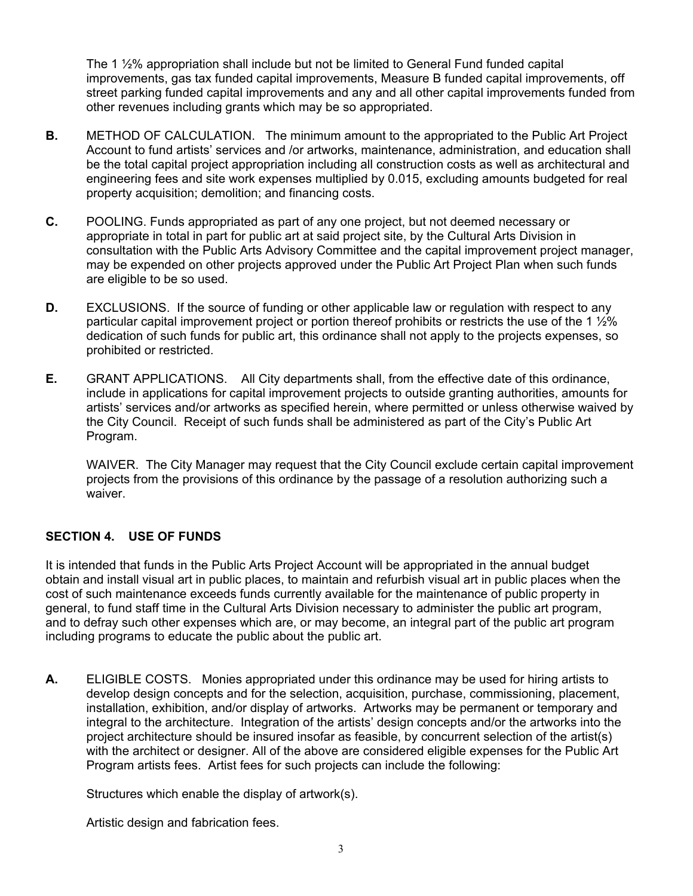The 1 ½% appropriation shall include but not be limited to General Fund funded capital improvements, gas tax funded capital improvements, Measure B funded capital improvements, off street parking funded capital improvements and any and all other capital improvements funded from other revenues including grants which may be so appropriated.

**B.** METHOD OF CALCULATION. The minimum amount to the appropriated to the Public Art Project Account to fund artists' services and /or artworks, maintenance, administration, and education shall be the total capital project appropriation including all construction costs as well as architectural and engineering fees and site work expenses multiplied by 0.015, excluding amounts budgeted for real property acquisition; demolition; and financing costs.

**C.** POOLING. Funds appropriated as part of any one project, but not deemed necessary or appropriate in total in part for public art at said project site, by the Cultural Arts Division in consultation with the Public Arts Advisory Committee and the capital improvement project manager, may be expended on other projects approved under the Public Art Project Plan when such funds are eligible to be so used.

**D.** EXCLUSIONS. If the source of funding or other applicable law or regulation with respect to any particular capital improvement project or portion thereof prohibits or restricts the use of the 1 ½% dedication of such funds for public art, this ordinance shall not apply to the projects expenses, so prohibited or restricted.

**E.** GRANT APPLICATIONS. All City departments shall, from the effective date of this ordinance, include in applications for capital improvement projects to outside granting authorities, amounts for artists' services and/or artworks as specified herein, where permitted or unless otherwise waived by the City Council. Receipt of such funds shall be administered as part of the City's Public Art Program.

WAIVER. The City Manager may request that the City Council exclude certain capital improvement projects from the provisions of this ordinance by the passage of a resolution authorizing such a waiver.

## SECTION 4. USE OF FUNDS

It is intended that funds in the Public Arts Project Account will be appropriated in the annual budget obtain and install visual art in public places, to maintain and refurbish visual art in public places when the cost of such maintenance exceeds funds currently available for the maintenance of public property in general, to fund staff time in the Cultural Arts Division necessary to administer the public art program, and to defray such other expenses which are, or may become, an integral part of the public art program including programs to educate the public about the public art.

**A.** ELIGIBLE COSTS. Monies appropriated under this ordinance may be used for hiring artists to develop design concepts and for the selection, acquisition, purchase, commissioning, placement, installation, exhibition, and/or display of artworks. Artworks may be permanent or temporary and integral to the architecture. Integration of the artists' design concepts and/or the artworks into the project architecture should be insured insofar as feasible, by concurrent selection of the artist(s) with the architect or designer. All of the above are considered eligible expenses for the Public Art Program artists fees. Artist fees for such projects can include the following:

Structures which enable the display of artwork(s).

Artistic design and fabrication fees.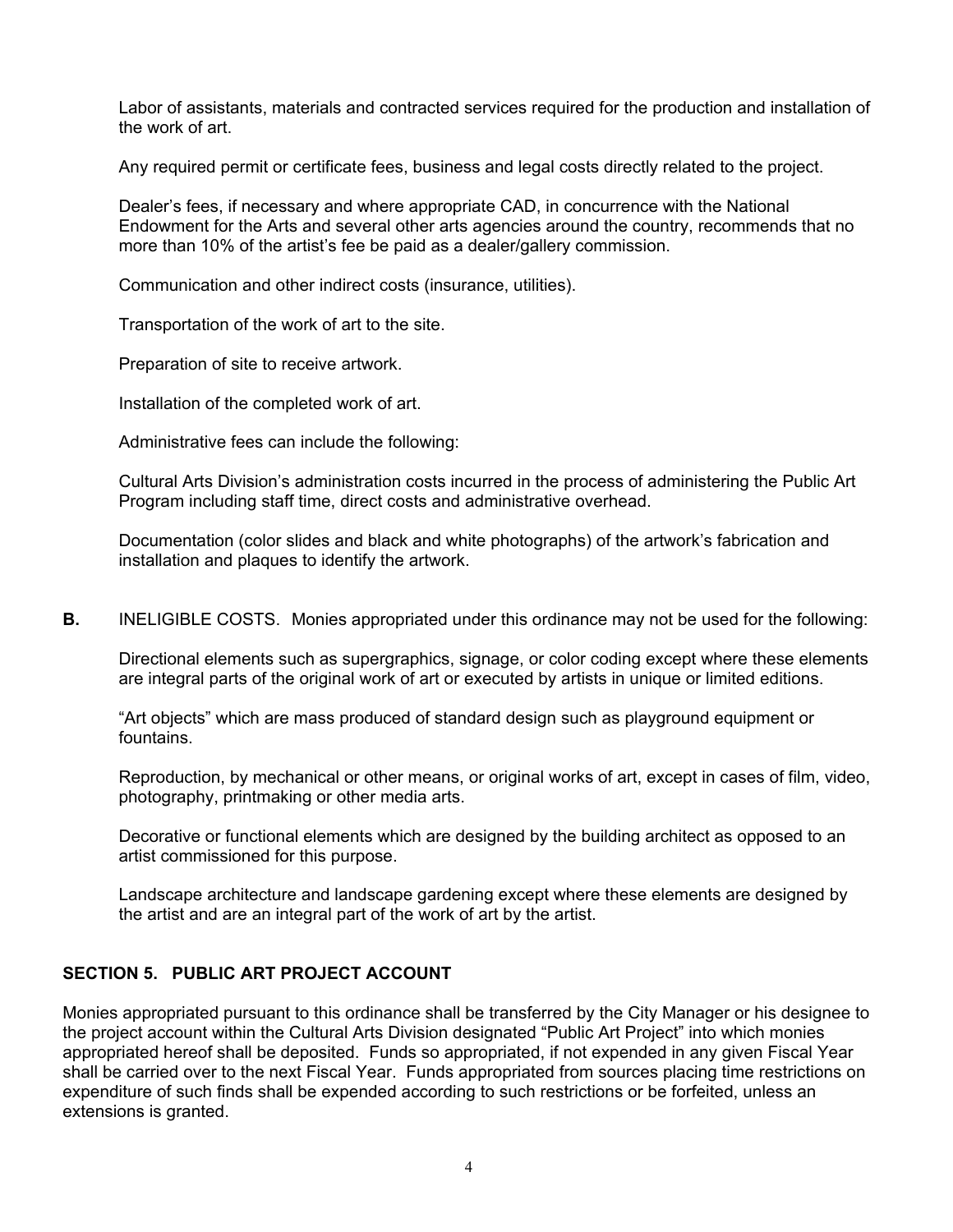Labor of assistants, materials and contracted services required for the production and installation of the work of art.

Any required permit or certificate fees, business and legal costs directly related to the project.

Dealer's fees, if necessary and where appropriate CAD, in concurrence with the National Endowment for the Arts and several other arts agencies around the country, recommends that no more than 10% of the artist's fee be paid as a dealer/gallery commission.

Communication and other indirect costs (insurance, utilities).

Transportation of the work of art to the site.

Preparation of site to receive artwork.

Installation of the completed work of art.

Administrative fees can include the following:

Cultural Arts Division's administration costs incurred in the process of administering the Public Art Program including staff time, direct costs and administrative overhead.

Documentation (color slides and black and white photographs) of the artwork's fabrication and installation and plaques to identify the artwork.

**B.** INELIGIBLE COSTS. Monies appropriated under this ordinance may not be used for the following:

Directional elements such as supergraphics, signage, or color coding except where these elements are integral parts of the original work of art or executed by artists in unique or limited editions.

"Art objects" which are mass produced of standard design such as playground equipment or fountains.

Reproduction, by mechanical or other means, or original works of art, except in cases of film, video, photography, printmaking or other media arts.

Decorative or functional elements which are designed by the building architect as opposed to an artist commissioned for this purpose.

Landscape architecture and landscape gardening except where these elements are designed by the artist and are an integral part of the work of art by the artist.

## SECTION 5. PUBLIC ART PROJECT ACCOUNT

Monies appropriated pursuant to this ordinance shall be transferred by the City Manager or his designee to the project account within the Cultural Arts Division designated "Public Art Project" into which monies appropriated hereof shall be deposited. Funds so appropriated, if not expended in any given Fiscal Year shall be carried over to the next Fiscal Year. Funds appropriated from sources placing time restrictions on expenditure of such finds shall be expended according to such restrictions or be forfeited, unless an extensions is granted.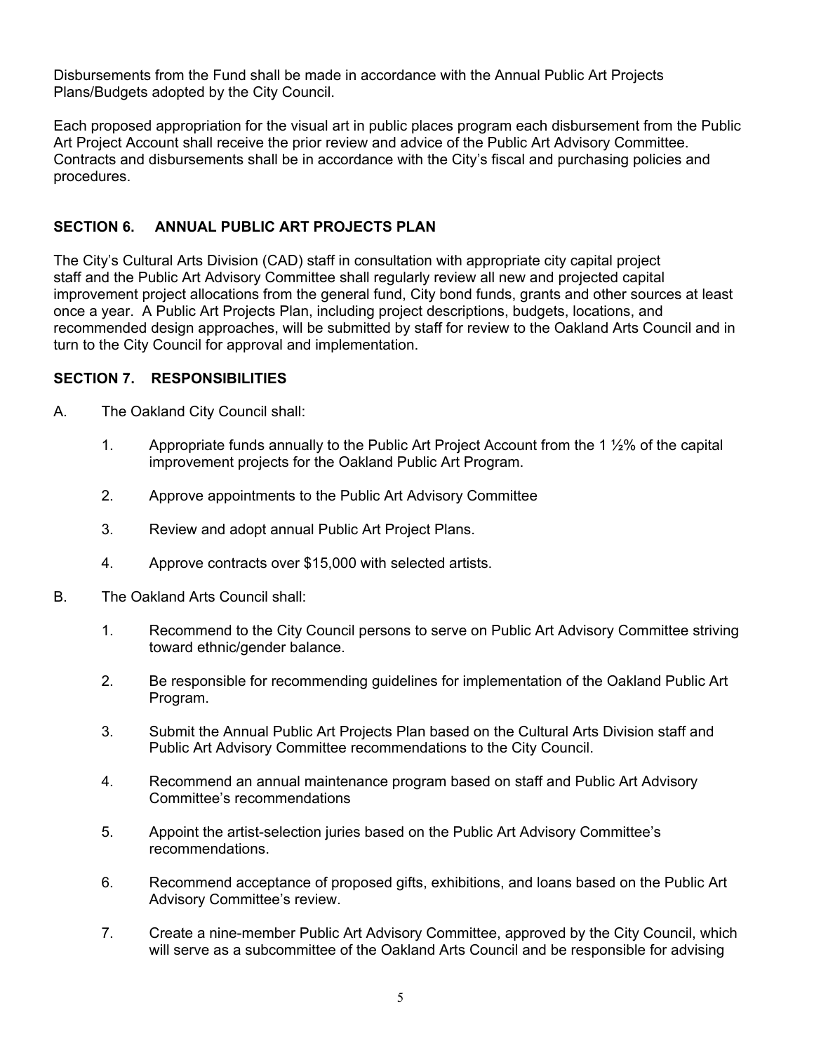Disbursements from the Fund shall be made in accordance with the Annual Public Art Projects Plans/Budgets adopted by the City Council.

Each proposed appropriation for the visual art in public places program each disbursement from the Public Art Project Account shall receive the prior review and advice of the Public Art Advisory Committee. Contracts and disbursements shall be in accordance with the City's fiscal and purchasing policies and procedures.

## SECTION 6. ANNUAL PUBLIC ART PROJECTS PLAN

The City's Cultural Arts Division (CAD) staff in consultation with appropriate city capital project staff and the Public Art Advisory Committee shall regularly review all new and projected capital improvement project allocations from the general fund, City bond funds, grants and other sources at least once a year. A Public Art Projects Plan, including project descriptions, budgets, locations, and recommended design approaches, will be submitted by staff for review to the Oakland Arts Council and in turn to the City Council for approval and implementation.

## SECTION 7. RESPONSIBILITIES

A. The Oakland City Council shall:

1. Appropriate funds annually to the Public Art Project Account from the 1 ½% of the capital improvement projects for the Oakland Public Art Program.
2. Approve appointments to the Public Art Advisory Committee
3. Review and adopt annual Public Art Project Plans.
4. Approve contracts over $15,000 with selected artists.

B. The Oakland Arts Council shall:

1. Recommend to the City Council persons to serve on Public Art Advisory Committee striving toward ethnic/gender balance.
2. Be responsible for recommending guidelines for implementation of the Oakland Public Art Program.
3. Submit the Annual Public Art Projects Plan based on the Cultural Arts Division staff and Public Art Advisory Committee recommendations to the City Council.
4. Recommend an annual maintenance program based on staff and Public Art Advisory Committee's recommendations
5. Appoint the artist-selection juries based on the Public Art Advisory Committee's recommendations.
6. Recommend acceptance of proposed gifts, exhibitions, and loans based on the Public Art Advisory Committee's review.
7. Create a nine-member Public Art Advisory Committee, approved by the City Council, which will serve as a subcommittee of the Oakland Arts Council and be responsible for advising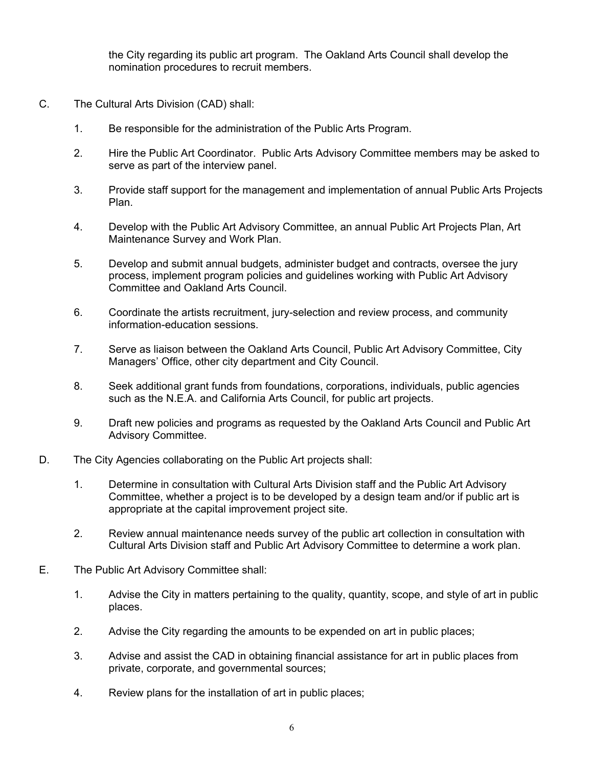the City regarding its public art program. The Oakland Arts Council shall develop the nomination procedures to recruit members.

C. The Cultural Arts Division (CAD) shall:

  1. Be responsible for the administration of the Public Arts Program.

  2. Hire the Public Art Coordinator. Public Arts Advisory Committee members may be asked to serve as part of the interview panel.

  3. Provide staff support for the management and implementation of annual Public Arts Projects Plan.

  4. Develop with the Public Art Advisory Committee, an annual Public Art Projects Plan, Art Maintenance Survey and Work Plan.

  5. Develop and submit annual budgets, administer budget and contracts, oversee the jury process, implement program policies and guidelines working with Public Art Advisory Committee and Oakland Arts Council.

  6. Coordinate the artists recruitment, jury-selection and review process, and community information-education sessions.

  7. Serve as liaison between the Oakland Arts Council, Public Art Advisory Committee, City Managers' Office, other city department and City Council.

  8. Seek additional grant funds from foundations, corporations, individuals, public agencies such as the N.E.A. and California Arts Council, for public art projects.

  9. Draft new policies and programs as requested by the Oakland Arts Council and Public Art Advisory Committee.

D. The City Agencies collaborating on the Public Art projects shall:

  1. Determine in consultation with Cultural Arts Division staff and the Public Art Advisory Committee, whether a project is to be developed by a design team and/or if public art is appropriate at the capital improvement project site.

  2. Review annual maintenance needs survey of the public art collection in consultation with Cultural Arts Division staff and Public Art Advisory Committee to determine a work plan.

E. The Public Art Advisory Committee shall:

  1. Advise the City in matters pertaining to the quality, quantity, scope, and style of art in public places.

  2. Advise the City regarding the amounts to be expended on art in public places;

  3. Advise and assist the CAD in obtaining financial assistance for art in public places from private, corporate, and governmental sources;

  4. Review plans for the installation of art in public places;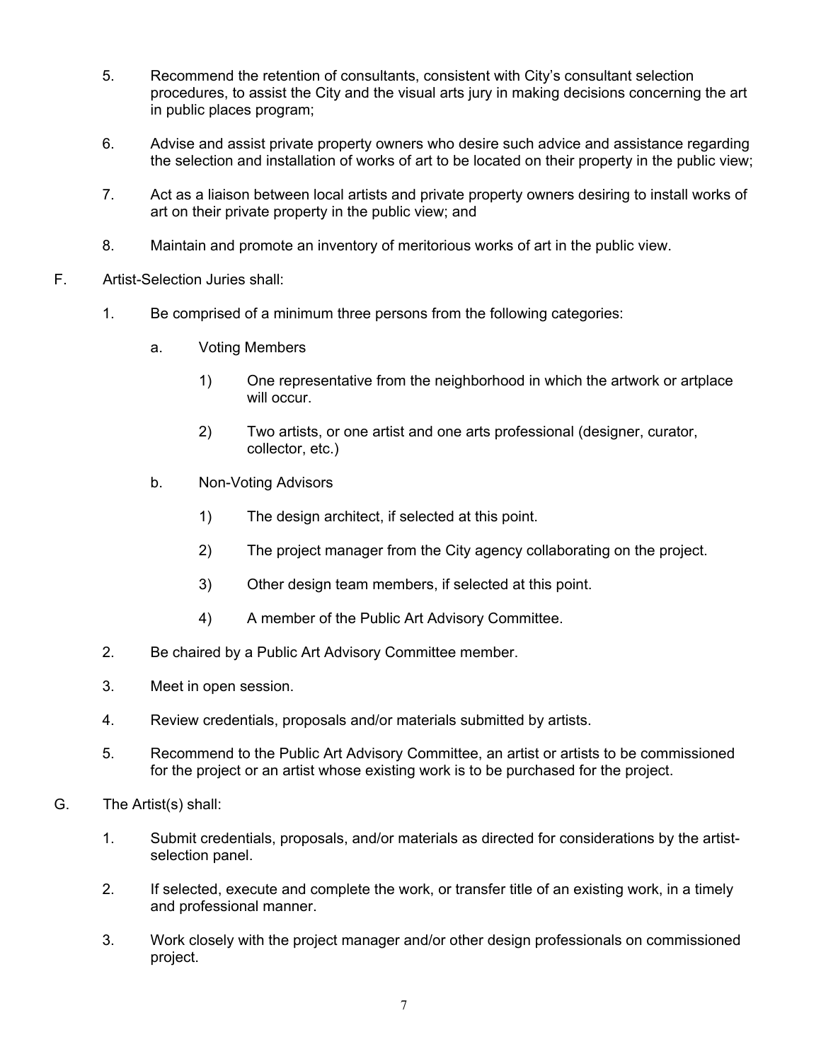5. Recommend the retention of consultants, consistent with City's consultant selection procedures, to assist the City and the visual arts jury in making decisions concerning the art in public places program;

6. Advise and assist private property owners who desire such advice and assistance regarding the selection and installation of works of art to be located on their property in the public view;

7. Act as a liaison between local artists and private property owners desiring to install works of art on their private property in the public view; and

8. Maintain and promote an inventory of meritorious works of art in the public view.

F. Artist-Selection Juries shall:

   1. Be comprised of a minimum three persons from the following categories:

      a. Voting Members

         1) One representative from the neighborhood in which the artwork or artplace will occur.

         2) Two artists, or one artist and one arts professional (designer, curator, collector, etc.)

      b. Non-Voting Advisors

         1) The design architect, if selected at this point.

         2) The project manager from the City agency collaborating on the project.

         3) Other design team members, if selected at this point.

         4) A member of the Public Art Advisory Committee.

   2. Be chaired by a Public Art Advisory Committee member.

   3. Meet in open session.

   4. Review credentials, proposals and/or materials submitted by artists.

   5. Recommend to the Public Art Advisory Committee, an artist or artists to be commissioned for the project or an artist whose existing work is to be purchased for the project.

G. The Artist(s) shall:

   1. Submit credentials, proposals, and/or materials as directed for considerations by the artist-selection panel.

   2. If selected, execute and complete the work, or transfer title of an existing work, in a timely and professional manner.

   3. Work closely with the project manager and/or other design professionals on commissioned project.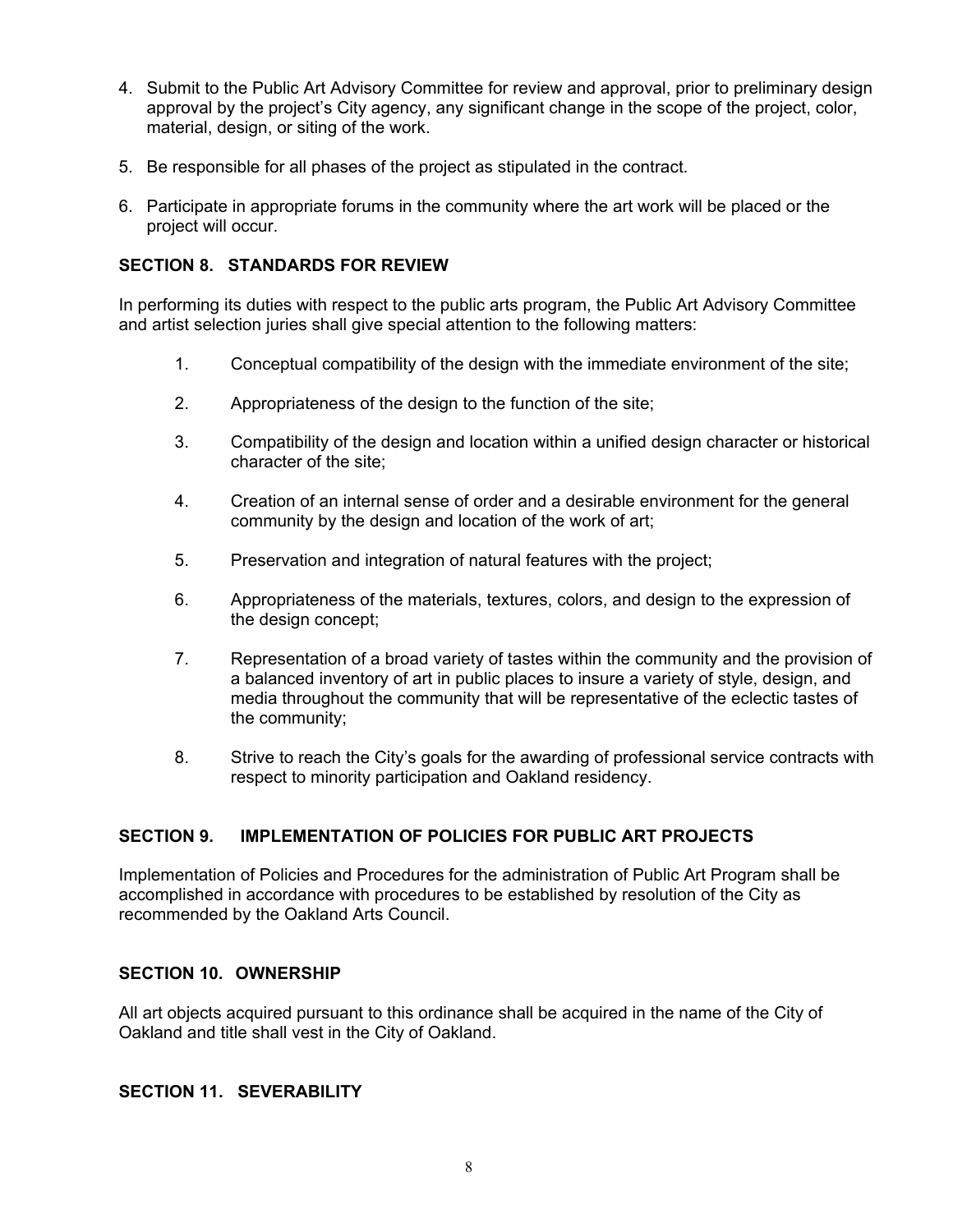4. Submit to the Public Art Advisory Committee for review and approval, prior to preliminary design approval by the project's City agency, any significant change in the scope of the project, color, material, design, or siting of the work.
5. Be responsible for all phases of the project as stipulated in the contract.
6. Participate in appropriate forums in the community where the art work will be placed or the project will occur.

## SECTION 8. STANDARDS FOR REVIEW

In performing its duties with respect to the public arts program, the Public Art Advisory Committee and artist selection juries shall give special attention to the following matters:

1. Conceptual compatibility of the design with the immediate environment of the site;
2. Appropriateness of the design to the function of the site;
3. Compatibility of the design and location within a unified design character or historical character of the site;
4. Creation of an internal sense of order and a desirable environment for the general community by the design and location of the work of art;
5. Preservation and integration of natural features with the project;
6. Appropriateness of the materials, textures, colors, and design to the expression of the design concept;
7. Representation of a broad variety of tastes within the community and the provision of a balanced inventory of art in public places to insure a variety of style, design, and media throughout the community that will be representative of the eclectic tastes of the community;
8. Strive to reach the City's goals for the awarding of professional service contracts with respect to minority participation and Oakland residency.

## SECTION 9. IMPLEMENTATION OF POLICIES FOR PUBLIC ART PROJECTS

Implementation of Policies and Procedures for the administration of Public Art Program shall be accomplished in accordance with procedures to be established by resolution of the City as recommended by the Oakland Arts Council.

## SECTION 10. OWNERSHIP

All art objects acquired pursuant to this ordinance shall be acquired in the name of the City of Oakland and title shall vest in the City of Oakland.

## SECTION 11. SEVERABILITY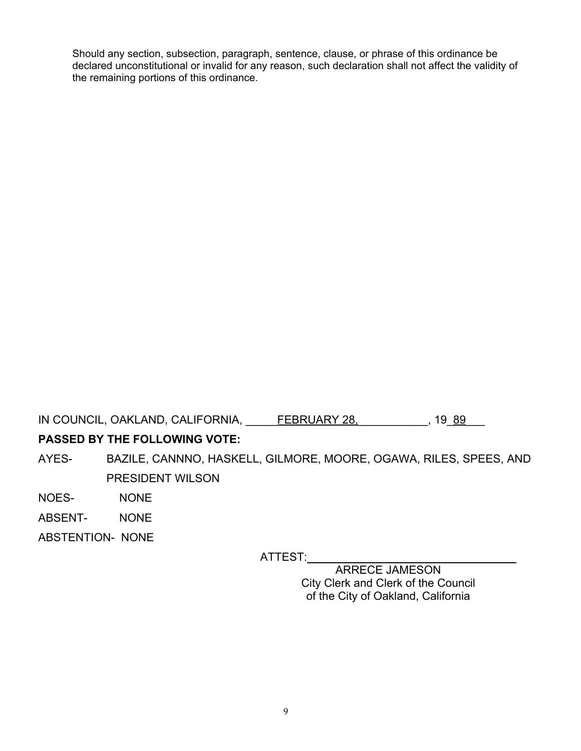Should any section, subsection, paragraph, sentence, clause, or phrase of this ordinance be declared unconstitutional or invalid for any reason, such declaration shall not affect the validity of the remaining portions of this ordinance.

IN COUNCIL, OAKLAND, CALIFORNIA, _____FEBRUARY 28,___________, 19_89___

**PASSED BY THE FOLLOWING VOTE:**

AYES- BAZILE, CANNNO, HASKELL, GILMORE, MOORE, OGAWA, RILES, SPEES, AND PRESIDENT WILSON

NOES- NONE

ABSENT- NONE

ABSTENTION- NONE

ATTEST:________________________________

ARRECE JAMESON
City Clerk and Clerk of the Council
of the City of Oakland, California